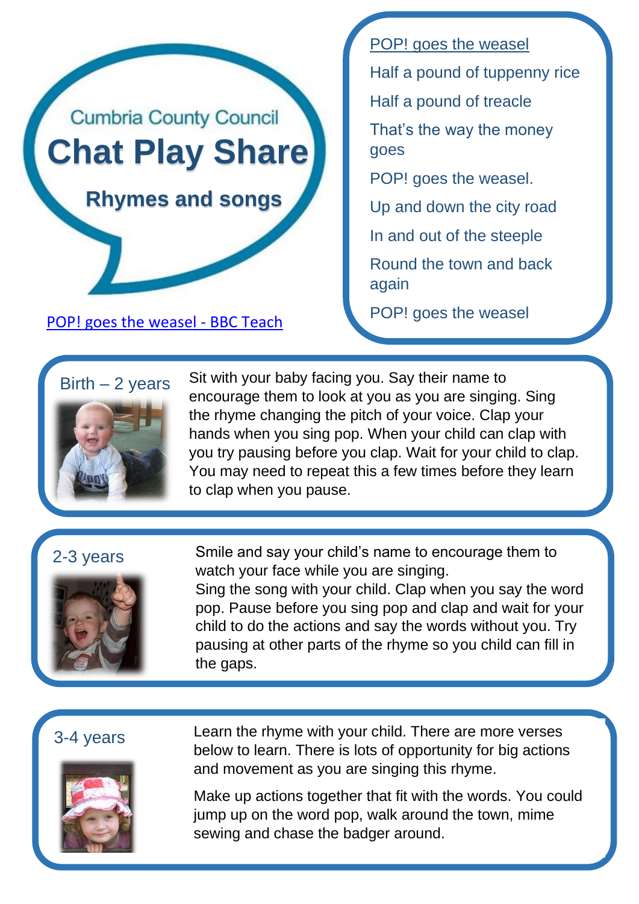Cumbria County Council

# Chat Play Share

## Rhymes and songs

POP! goes the weasel - BBC Teach

POP! goes the weasel
Half a pound of tuppenny rice
Half a pound of treacle
That's the way the money goes
POP! goes the weasel.
Up and down the city road
In and out of the steeple
Round the town and back again
POP! goes the weasel

### Birth – 2 years

Sit with your baby facing you. Say their name to encourage them to look at you as you are singing. Sing the rhyme changing the pitch of your voice. Clap your hands when you sing pop. When your child can clap with you try pausing before you clap. Wait for your child to clap. You may need to repeat this a few times before they learn to clap when you pause.

### 2-3 years

Smile and say your child's name to encourage them to watch your face while you are singing.
Sing the song with your child. Clap when you say the word pop. Pause before you sing pop and clap and wait for your child to do the actions and say the words without you. Try pausing at other parts of the rhyme so you child can fill in the gaps.

### 3-4 years

Learn the rhyme with your child. There are more verses below to learn. There is lots of opportunity for big actions and movement as you are singing this rhyme.

Make up actions together that fit with the words. You could jump up on the word pop, walk around the town, mime sewing and chase the badger around.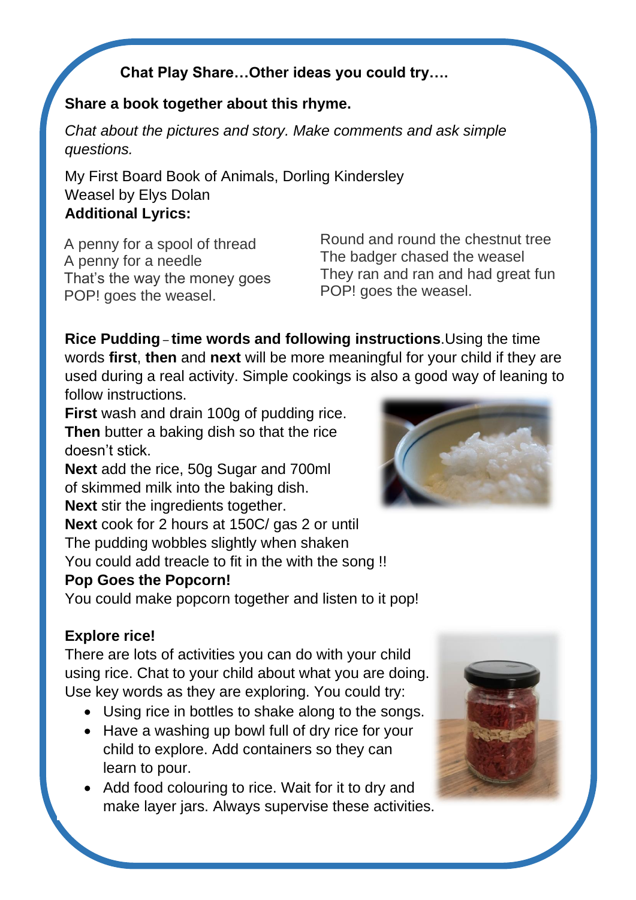**Chat Play Share…Other ideas you could try….**

**Share a book together about this rhyme.**

*Chat about the pictures and story. Make comments and ask simple questions.*

My First Board Book of Animals, Dorling Kindersley
Weasel by Elys Dolan

**Additional Lyrics:**

A penny for a spool of thread
A penny for a needle
That's the way the money goes
POP! goes the weasel.

Round and round the chestnut tree
The badger chased the weasel
They ran and ran and had great fun
POP! goes the weasel.

**Rice Pudding – time words and following instructions**.Using the time words **first**, **then** and **next** will be more meaningful for your child if they are used during a real activity. Simple cookings is also a good way of leaning to follow instructions.

**First** wash and drain 100g of pudding rice.
**Then** butter a baking dish so that the rice doesn't stick.
**Next** add the rice, 50g Sugar and 700ml of skimmed milk into the baking dish.
**Next** stir the ingredients together.
**Next** cook for 2 hours at 150C/ gas 2 or until The pudding wobbles slightly when shaken
You could add treacle to fit in the with the song !!

**Pop Goes the Popcorn!**

You could make popcorn together and listen to it pop!

**Explore rice!**

There are lots of activities you can do with your child using rice. Chat to your child about what you are doing. Use key words as they are exploring. You could try:

- Using rice in bottles to shake along to the songs.
- Have a washing up bowl full of dry rice for your child to explore. Add containers so they can learn to pour.
- Add food colouring to rice. Wait for it to dry and make layer jars. Always supervise these activities.